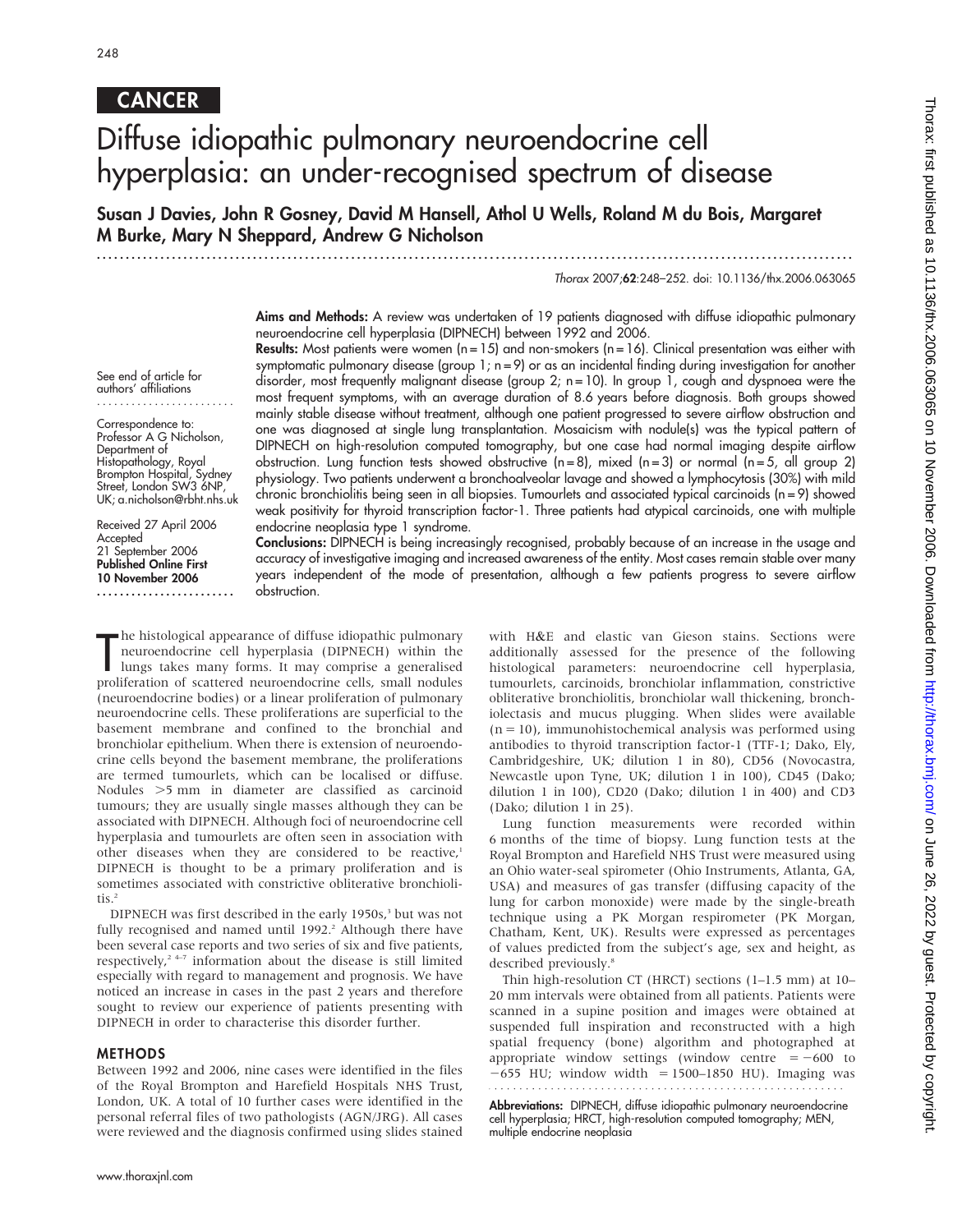CANCER

# Diffuse idiopathic pulmonary neuroendocrine cell hyperplasia: an under-recognised spectrum of disease

**Susan J Davies, John R Gosney, David M Hansell, Athol U Wells, Roland M du Bois, Margaret M Burke, Mary N Sheppard, Andrew G Nicholson**

See end of article for authors' affiliations

Correspondence to: Professor A G Nicholson, Department of Histopathology, Royal Brompton Hospital, Sydney Street, London SW3 6NP, UK; a.nicholson@rbht.nhs.uk

Received 27 April 2006
Accepted 21 September 2006
**Published Online First 10 November 2006**

**Aims and Methods:** A review was undertaken of 19 patients diagnosed with diffuse idiopathic pulmonary neuroendocrine cell hyperplasia (DIPNECH) between 1992 and 2006.

**Results:** Most patients were women (n = 15) and non-smokers (n = 16). Clinical presentation was either with symptomatic pulmonary disease (group 1; n = 9) or as an incidental finding during investigation for another disorder, most frequently malignant disease (group 2; n = 10). In group 1, cough and dyspnoea were the most frequent symptoms, with an average duration of 8.6 years before diagnosis. Both groups showed mainly stable disease without treatment, although one patient progressed to severe airflow obstruction and one was diagnosed at single lung transplantation. Mosaicism with nodule(s) was the typical pattern of DIPNECH on high-resolution computed tomography, but one case had normal imaging despite airflow obstruction. Lung function tests showed obstructive (n = 8), mixed (n = 3) or normal (n = 5, all group 2) physiology. Two patients underwent a bronchoalveolar lavage and showed a lymphocytosis (30%) with mild chronic bronchiolitis being seen in all biopsies. Tumourlets and associated typical carcinoids (n = 9) showed weak positivity for thyroid transcription factor-1. Three patients had atypical carcinoids, one with multiple endocrine neoplasia type 1 syndrome.

**Conclusions:** DIPNECH is being increasingly recognised, probably because of an increase in the usage and accuracy of investigative imaging and increased awareness of the entity. Most cases remain stable over many years independent of the mode of presentation, although a few patients progress to severe airflow obstruction.

The histological appearance of diffuse idiopathic pulmonary neuroendocrine cell hyperplasia (DIPNECH) within the lungs takes many forms. It may comprise a generalised proliferation of scattered neuroendocrine cells, small nodules (neuroendocrine bodies) or a linear proliferation of pulmonary neuroendocrine cells. These proliferations are superficial to the basement membrane and confined to the bronchial and bronchiolar epithelium. When there is extension of neuroendocrine cells beyond the basement membrane, the proliferations are termed tumourlets, which can be localised or diffuse. Nodules >5 mm in diameter are classified as carcinoid tumours; they are usually single masses although they can be associated with DIPNECH. Although foci of neuroendocrine cell hyperplasia and tumourlets are often seen in association with other diseases when they are considered to be reactive,[1] DIPNECH is thought to be a primary proliferation and is sometimes associated with constrictive obliterative bronchiolitis.[2]

DIPNECH was first described in the early 1950s,[3] but was not fully recognised and named until 1992.[2] Although there have been several case reports and two series of six and five patients, respectively,[2 4–7] information about the disease is still limited especially with regard to management and prognosis. We have noticed an increase in cases in the past 2 years and therefore sought to review our experience of patients presenting with DIPNECH in order to characterise this disorder further.

## METHODS

Between 1992 and 2006, nine cases were identified in the files of the Royal Brompton and Harefield Hospitals NHS Trust, London, UK. A total of 10 further cases were identified in the personal referral files of two pathologists (AGN/JRG). All cases were reviewed and the diagnosis confirmed using slides stained with H&E and elastic van Gieson stains. Sections were additionally assessed for the presence of the following histological parameters: neuroendocrine cell hyperplasia, tumourlets, carcinoids, bronchiolar inflammation, constrictive obliterative bronchiolitis, bronchiolar wall thickening, bronchiolectasis and mucus plugging. When slides were available (n = 10), immunohistochemical analysis was performed using antibodies to thyroid transcription factor-1 (TTF-1; Dako, Ely, Cambridgeshire, UK; dilution 1 in 80), CD56 (Novocastra, Newcastle upon Tyne, UK; dilution 1 in 100), CD45 (Dako; dilution 1 in 100), CD20 (Dako; dilution 1 in 400) and CD3 (Dako; dilution 1 in 25).

Lung function measurements were recorded within 6 months of the time of biopsy. Lung function tests at the Royal Brompton and Harefield NHS Trust were measured using an Ohio water-seal spirometer (Ohio Instruments, Atlanta, GA, USA) and measures of gas transfer (diffusing capacity of the lung for carbon monoxide) were made by the single-breath technique using a PK Morgan respirometer (PK Morgan, Chatham, Kent, UK). Results were expressed as percentages of values predicted from the subject's age, sex and height, as described previously.[8]

Thin high-resolution CT (HRCT) sections (1–1.5 mm) at 10–20 mm intervals were obtained from all patients. Patients were scanned in a supine position and images were obtained at suspended full inspiration and reconstructed with a high spatial frequency (bone) algorithm and photographed at appropriate window settings (window centre = −600 to −655 HU; window width = 1500–1850 HU). Imaging was

**Abbreviations:** DIPNECH, diffuse idiopathic pulmonary neuroendocrine cell hyperplasia; HRCT, high-resolution computed tomography; MEN, multiple endocrine neoplasia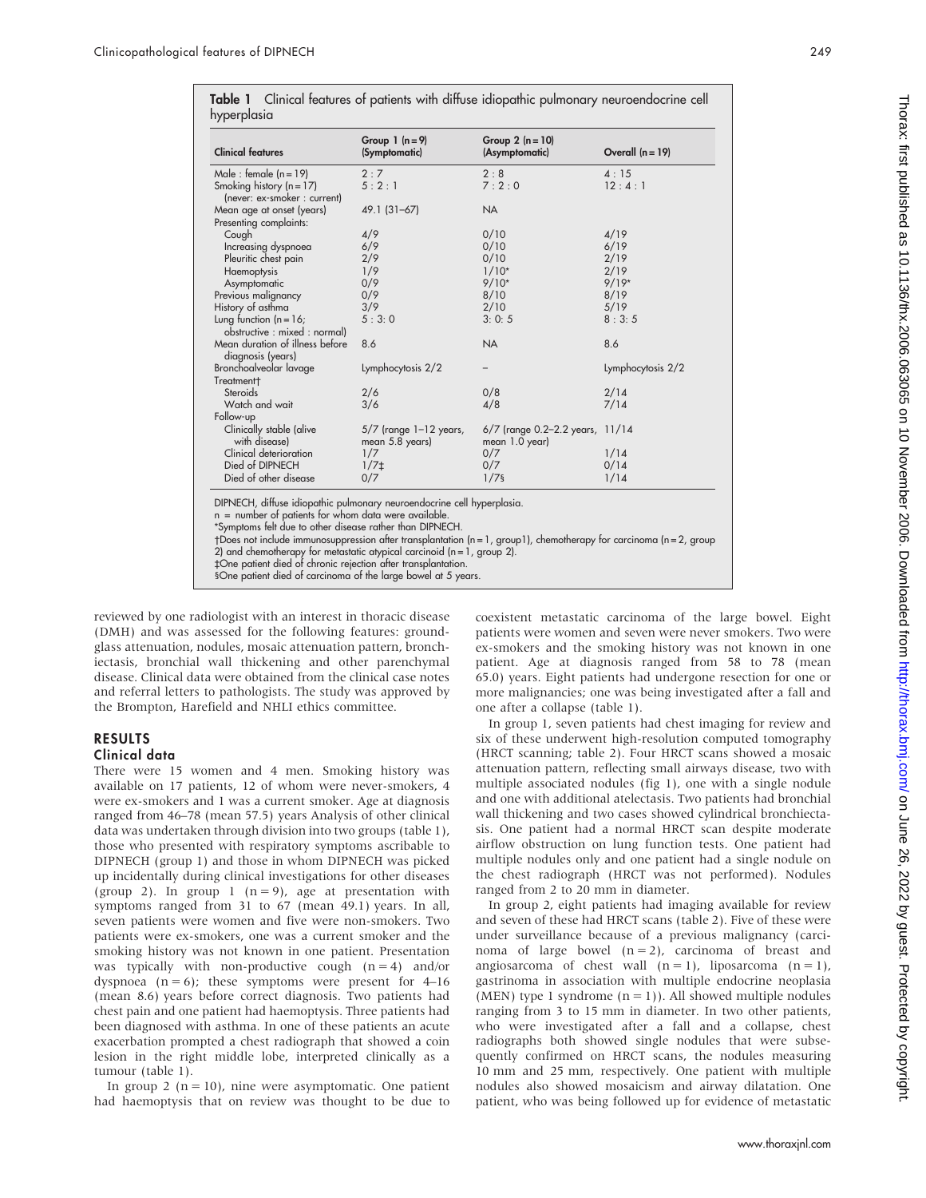**Table 1** Clinical features of patients with diffuse idiopathic pulmonary neuroendocrine cell hyperplasia

| Clinical features | Group 1 (n = 9) (Symptomatic) | Group 2 (n = 10) (Asymptomatic) | Overall (n = 19) |
|---|---|---|---|
| Male : female (n = 19) | 2 : 7 | 2 : 8 | 4 : 15 |
| Smoking history (n = 17) (never: ex-smoker : current) | 5 : 2 : 1 | 7 : 2 : 0 | 12 : 4 : 1 |
| Mean age at onset (years) | 49.1 (31–67) | NA | |
| Presenting complaints: | | | |
| Cough | 4/9 | 0/10 | 4/19 |
| Increasing dyspnoea | 6/9 | 0/10 | 6/19 |
| Pleuritic chest pain | 2/9 | 0/10 | 2/19 |
| Haemoptysis | 1/9 | 1/10* | 2/19 |
| Asymptomatic | 0/9 | 9/10* | 9/19* |
| Previous malignancy | 0/9 | 8/10 | 8/19 |
| History of asthma | 3/9 | 2/10 | 5/19 |
| Lung function (n = 16; obstructive : mixed : normal) | 5 : 3: 0 | 3: 0: 5 | 8 : 3: 5 |
| Mean duration of illness before diagnosis (years) | 8.6 | NA | 8.6 |
| Bronchoalveolar lavage | Lymphocytosis 2/2 | – | Lymphocytosis 2/2 |
| Treatment† | | | |
| Steroids | 2/6 | 0/8 | 2/14 |
| Watch and wait | 3/6 | 4/8 | 7/14 |
| Follow-up | | | |
| Clinically stable (alive with disease) | 5/7 (range 1–12 years, mean 5.8 years) | 6/7 (range 0.2–2.2 years, mean 1.0 year) | 11/14 |
| Clinical deterioration | 1/7 | 0/7 | 1/14 |
| Died of DIPNECH | 1/7‡ | 0/7 | 0/14 |
| Died of other disease | 0/7 | 1/7§ | 1/14 |

DIPNECH, diffuse idiopathic pulmonary neuroendocrine cell hyperplasia.
n = number of patients for whom data were available.
*Symptoms felt due to other disease rather than DIPNECH.
†Does not include immunosuppression after transplantation (n = 1, group1), chemotherapy for carcinoma (n = 2, group 2) and chemotherapy for metastatic atypical carcinoid (n = 1, group 2).
‡One patient died of chronic rejection after transplantation.
§One patient died of carcinoma of the large bowel at 5 years.

reviewed by one radiologist with an interest in thoracic disease (DMH) and was assessed for the following features: ground-glass attenuation, nodules, mosaic attenuation pattern, bronchiectasis, bronchial wall thickening and other parenchymal disease. Clinical data were obtained from the clinical case notes and referral letters to pathologists. The study was approved by the Brompton, Harefield and NHLI ethics committee.

## RESULTS

### Clinical data

There were 15 women and 4 men. Smoking history was available on 17 patients, 12 of whom were never-smokers, 4 were ex-smokers and 1 was a current smoker. Age at diagnosis ranged from 46–78 (mean 57.5) years Analysis of other clinical data was undertaken through division into two groups (table 1), those who presented with respiratory symptoms ascribable to DIPNECH (group 1) and those in whom DIPNECH was picked up incidentally during clinical investigations for other diseases (group 2). In group 1 (n = 9), age at presentation with symptoms ranged from 31 to 67 (mean 49.1) years. In all, seven patients were women and five were non-smokers. Two patients were ex-smokers, one was a current smoker and the smoking history was not known in one patient. Presentation was typically with non-productive cough (n = 4) and/or dyspnoea (n = 6); these symptoms were present for 4–16 (mean 8.6) years before correct diagnosis. Two patients had chest pain and one patient had haemoptysis. Three patients had been diagnosed with asthma. In one of these patients an acute exacerbation prompted a chest radiograph that showed a coin lesion in the right middle lobe, interpreted clinically as a tumour (table 1).

In group 2 (n = 10), nine were asymptomatic. One patient had haemoptysis that on review was thought to be due to coexistent metastatic carcinoma of the large bowel. Eight patients were women and seven were never smokers. Two were ex-smokers and the smoking history was not known in one patient. Age at diagnosis ranged from 58 to 78 (mean 65.0) years. Eight patients had undergone resection for one or more malignancies; one was being investigated after a fall and one after a collapse (table 1).

In group 1, seven patients had chest imaging for review and six of these underwent high-resolution computed tomography (HRCT scanning; table 2). Four HRCT scans showed a mosaic attenuation pattern, reflecting small airways disease, two with multiple associated nodules (fig 1), one with a single nodule and one with additional atelectasis. Two patients had bronchial wall thickening and two cases showed cylindrical bronchiectasis. One patient had a normal HRCT scan despite moderate airflow obstruction on lung function tests. One patient had multiple nodules only and one patient had a single nodule on the chest radiograph (HRCT was not performed). Nodules ranged from 2 to 20 mm in diameter.

In group 2, eight patients had imaging available for review and seven of these had HRCT scans (table 2). Five of these were under surveillance because of a previous malignancy (carcinoma of large bowel (n = 2), carcinoma of breast and angiosarcoma of chest wall (n = 1), liposarcoma (n = 1), gastrinoma in association with multiple endocrine neoplasia (MEN) type 1 syndrome (n = 1)). All showed multiple nodules ranging from 3 to 15 mm in diameter. In two other patients, who were investigated after a fall and a collapse, chest radiographs both showed single nodules that were subsequently confirmed on HRCT scans, the nodules measuring 10 mm and 25 mm, respectively. One patient with multiple nodules also showed mosaicism and airway dilatation. One patient, who was being followed up for evidence of metastatic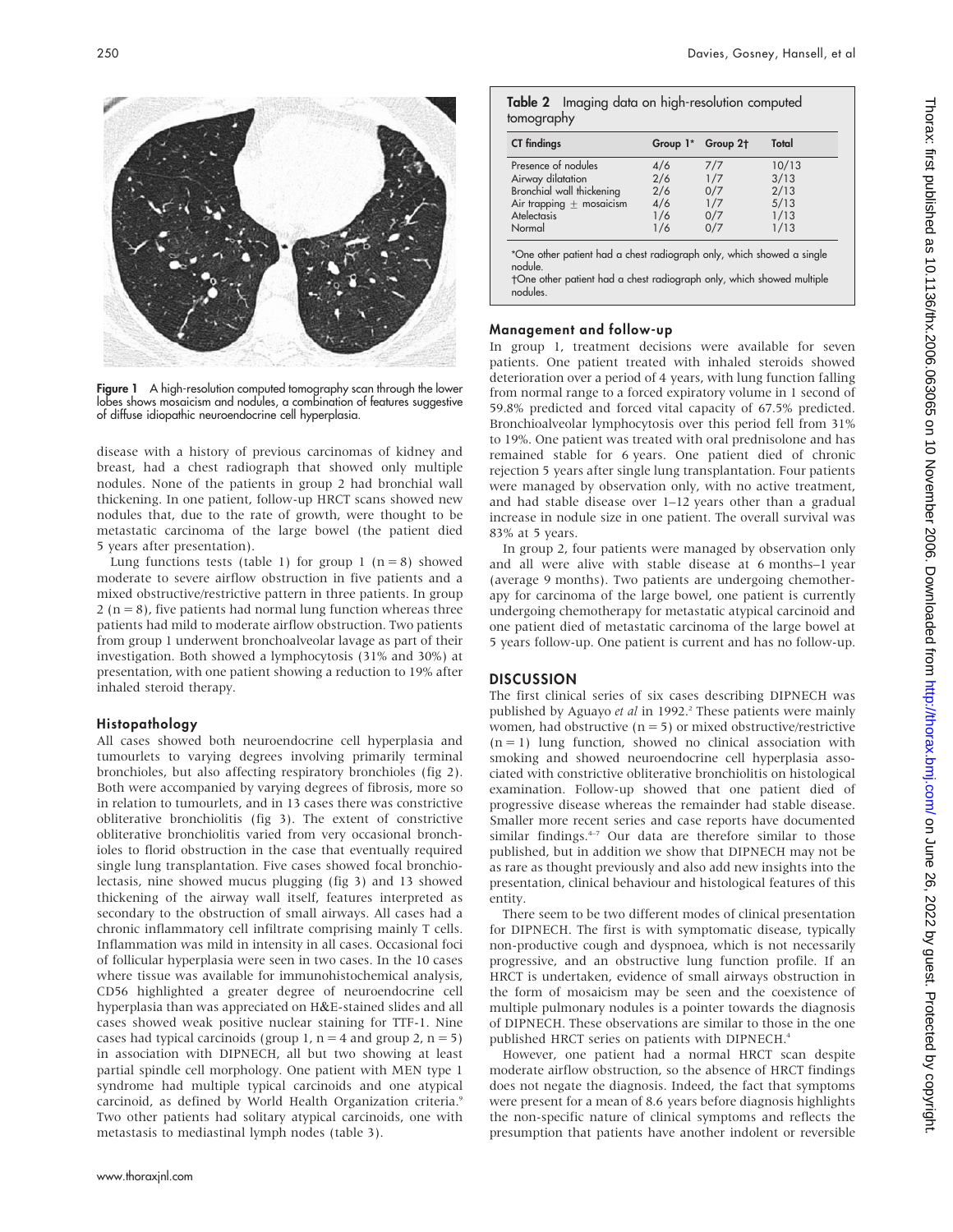Figure 1 A high-resolution computed tomography scan through the lower lobes shows mosaicism and nodules, a combination of features suggestive of diffuse idiopathic neuroendocrine cell hyperplasia.

disease with a history of previous carcinomas of kidney and breast, had a chest radiograph that showed only multiple nodules. None of the patients in group 2 had bronchial wall thickening. In one patient, follow-up HRCT scans showed new nodules that, due to the rate of growth, were thought to be metastatic carcinoma of the large bowel (the patient died 5 years after presentation).

Lung functions tests (table 1) for group 1 (n = 8) showed moderate to severe airflow obstruction in five patients and a mixed obstructive/restrictive pattern in three patients. In group 2 (n = 8), five patients had normal lung function whereas three patients had mild to moderate airflow obstruction. Two patients from group 1 underwent bronchoalveolar lavage as part of their investigation. Both showed a lymphocytosis (31% and 30%) at presentation, with one patient showing a reduction to 19% after inhaled steroid therapy.

## Histopathology

All cases showed both neuroendocrine cell hyperplasia and tumourlets to varying degrees involving primarily terminal bronchioles, but also affecting respiratory bronchioles (fig 2). Both were accompanied by varying degrees of fibrosis, more so in relation to tumourlets, and in 13 cases there was constrictive obliterative bronchiolitis (fig 3). The extent of constrictive obliterative bronchiolitis varied from very occasional bronchioles to florid obstruction in the case that eventually required single lung transplantation. Five cases showed focal bronchiolectasis, nine showed mucus plugging (fig 3) and 13 showed thickening of the airway wall itself, features interpreted as secondary to the obstruction of small airways. All cases had a chronic inflammatory cell infiltrate comprising mainly T cells. Inflammation was mild in intensity in all cases. Occasional foci of follicular hyperplasia were seen in two cases. In the 10 cases where tissue was available for immunohistochemical analysis, CD56 highlighted a greater degree of neuroendocrine cell hyperplasia than was appreciated on H&E-stained slides and all cases showed weak positive nuclear staining for TTF-1. Nine cases had typical carcinoids (group 1, n = 4 and group 2, n = 5) in association with DIPNECH, all but two showing at least partial spindle cell morphology. One patient with MEN type 1 syndrome had multiple typical carcinoids and one atypical carcinoid, as defined by World Health Organization criteria.[9] Two other patients had solitary atypical carcinoids, one with metastasis to mediastinal lymph nodes (table 3).

**Table 2** Imaging data on high-resolution computed tomography

| CT findings | Group 1* | Group 2† | Total |
|---|---|---|---|
| Presence of nodules | 4/6 | 7/7 | 10/13 |
| Airway dilatation | 2/6 | 1/7 | 3/13 |
| Bronchial wall thickening | 2/6 | 0/7 | 2/13 |
| Air trapping ± mosaicism | 4/6 | 1/7 | 5/13 |
| Atelectasis | 1/6 | 0/7 | 1/13 |
| Normal | 1/6 | 0/7 | 1/13 |

*One other patient had a chest radiograph only, which showed a single nodule.
†One other patient had a chest radiograph only, which showed multiple nodules.

## Management and follow-up

In group 1, treatment decisions were available for seven patients. One patient treated with inhaled steroids showed deterioration over a period of 4 years, with lung function falling from normal range to a forced expiratory volume in 1 second of 59.8% predicted and forced vital capacity of 67.5% predicted. Bronchioalveolar lymphocytosis over this period fell from 31% to 19%. One patient was treated with oral prednisolone and has remained stable for 6 years. One patient died of chronic rejection 5 years after single lung transplantation. Four patients were managed by observation only, with no active treatment, and had stable disease over 1–12 years other than a gradual increase in nodule size in one patient. The overall survival was 83% at 5 years.

In group 2, four patients were managed by observation only and all were alive with stable disease at 6 months–1 year (average 9 months). Two patients are undergoing chemotherapy for carcinoma of the large bowel, one patient is currently undergoing chemotherapy for metastatic atypical carcinoid and one patient died of metastatic carcinoma of the large bowel at 5 years follow-up. One patient is current and has no follow-up.

## DISCUSSION

The first clinical series of six cases describing DIPNECH was published by Aguayo *et al* in 1992.[2] These patients were mainly women, had obstructive (n = 5) or mixed obstructive/restrictive (n = 1) lung function, showed no clinical association with smoking and showed neuroendocrine cell hyperplasia associated with constrictive obliterative bronchiolitis on histological examination. Follow-up showed that one patient died of progressive disease whereas the remainder had stable disease. Smaller more recent series and case reports have documented similar findings.[4–7] Our data are therefore similar to those published, but in addition we show that DIPNECH may not be as rare as thought previously and also add new insights into the presentation, clinical behaviour and histological features of this entity.

There seem to be two different modes of clinical presentation for DIPNECH. The first is with symptomatic disease, typically non-productive cough and dyspnoea, which is not necessarily progressive, and an obstructive lung function profile. If an HRCT is undertaken, evidence of small airways obstruction in the form of mosaicism may be seen and the coexistence of multiple pulmonary nodules is a pointer towards the diagnosis of DIPNECH. These observations are similar to those in the one published HRCT series on patients with DIPNECH.[4]

However, one patient had a normal HRCT scan despite moderate airflow obstruction, so the absence of HRCT findings does not negate the diagnosis. Indeed, the fact that symptoms were present for a mean of 8.6 years before diagnosis highlights the non-specific nature of clinical symptoms and reflects the presumption that patients have another indolent or reversible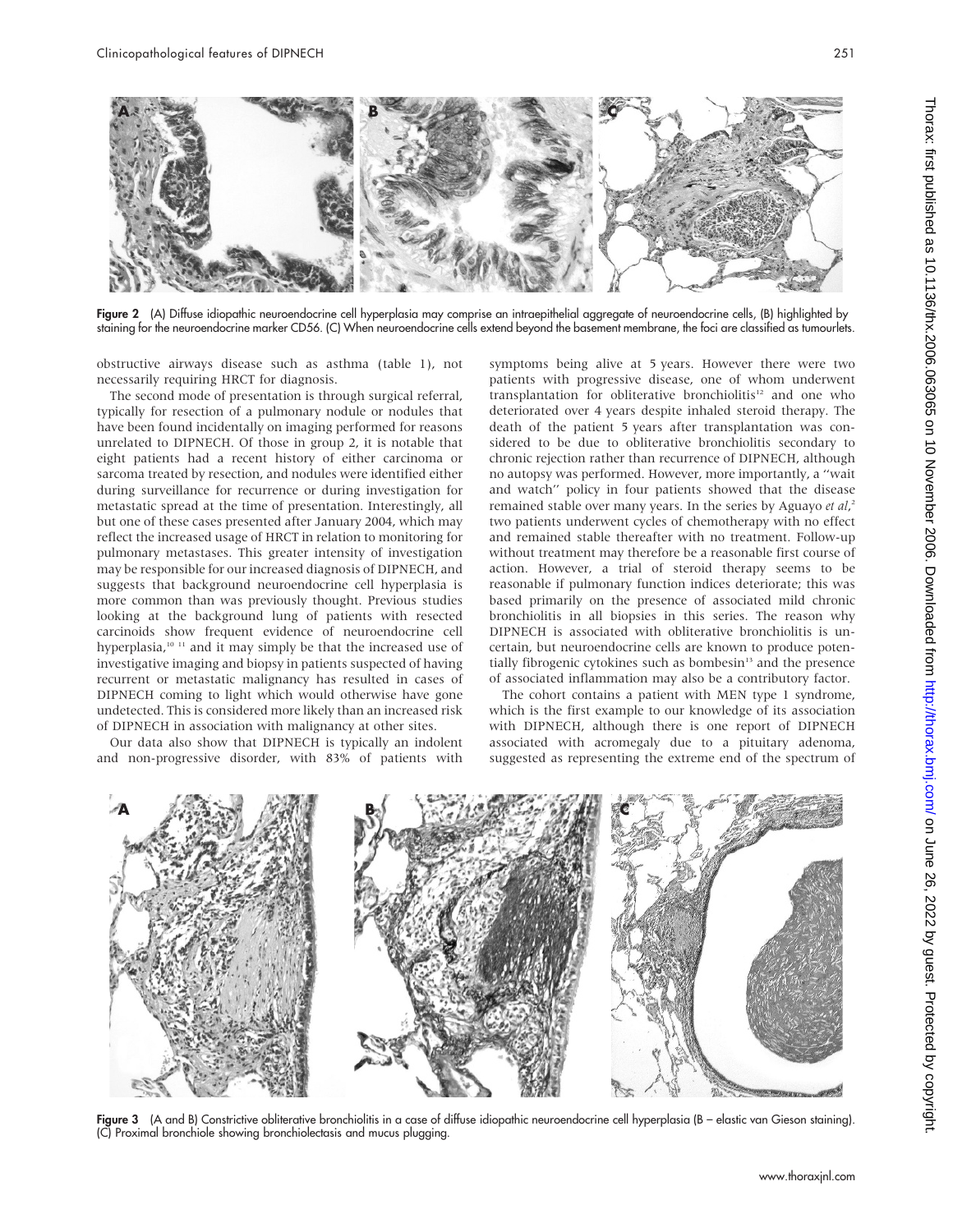Figure 2 (A) Diffuse idiopathic neuroendocrine cell hyperplasia may comprise an intraepithelial aggregate of neuroendocrine cells, (B) highlighted by staining for the neuroendocrine marker CD56. (C) When neuroendocrine cells extend beyond the basement membrane, the foci are classified as tumourlets.

obstructive airways disease such as asthma (table 1), not necessarily requiring HRCT for diagnosis.

The second mode of presentation is through surgical referral, typically for resection of a pulmonary nodule or nodules that have been found incidentally on imaging performed for reasons unrelated to DIPNECH. Of those in group 2, it is notable that eight patients had a recent history of either carcinoma or sarcoma treated by resection, and nodules were identified either during surveillance for recurrence or during investigation for metastatic spread at the time of presentation. Interestingly, all but one of these cases presented after January 2004, which may reflect the increased usage of HRCT in relation to monitoring for pulmonary metastases. This greater intensity of investigation may be responsible for our increased diagnosis of DIPNECH, and suggests that background neuroendocrine cell hyperplasia is more common than was previously thought. Previous studies looking at the background lung of patients with resected carcinoids show frequent evidence of neuroendocrine cell hyperplasia,[10 11] and it may simply be that the increased use of investigative imaging and biopsy in patients suspected of having recurrent or metastatic malignancy has resulted in cases of DIPNECH coming to light which would otherwise have gone undetected. This is considered more likely than an increased risk of DIPNECH in association with malignancy at other sites.

Our data also show that DIPNECH is typically an indolent and non-progressive disorder, with 83% of patients with symptoms being alive at 5 years. However there were two patients with progressive disease, one of whom underwent transplantation for obliterative bronchiolitis[12] and one who deteriorated over 4 years despite inhaled steroid therapy. The death of the patient 5 years after transplantation was considered to be due to obliterative bronchiolitis secondary to chronic rejection rather than recurrence of DIPNECH, although no autopsy was performed. However, more importantly, a "wait and watch" policy in four patients showed that the disease remained stable over many years. In the series by Aguayo *et al*,[2] two patients underwent cycles of chemotherapy with no effect and remained stable thereafter with no treatment. Follow-up without treatment may therefore be a reasonable first course of action. However, a trial of steroid therapy seems to be reasonable if pulmonary function indices deteriorate; this was based primarily on the presence of associated mild chronic bronchiolitis in all biopsies in this series. The reason why DIPNECH is associated with obliterative bronchiolitis is uncertain, but neuroendocrine cells are known to produce potentially fibrogenic cytokines such as bombesin[13] and the presence of associated inflammation may also be a contributory factor.

The cohort contains a patient with MEN type 1 syndrome, which is the first example to our knowledge of its association with DIPNECH, although there is one report of DIPNECH associated with acromegaly due to a pituitary adenoma, suggested as representing the extreme end of the spectrum of

Figure 3 (A and B) Constrictive obliterative bronchiolitis in a case of diffuse idiopathic neuroendocrine cell hyperplasia (B – elastic van Gieson staining). (C) Proximal bronchiole showing bronchiolectasis and mucus plugging.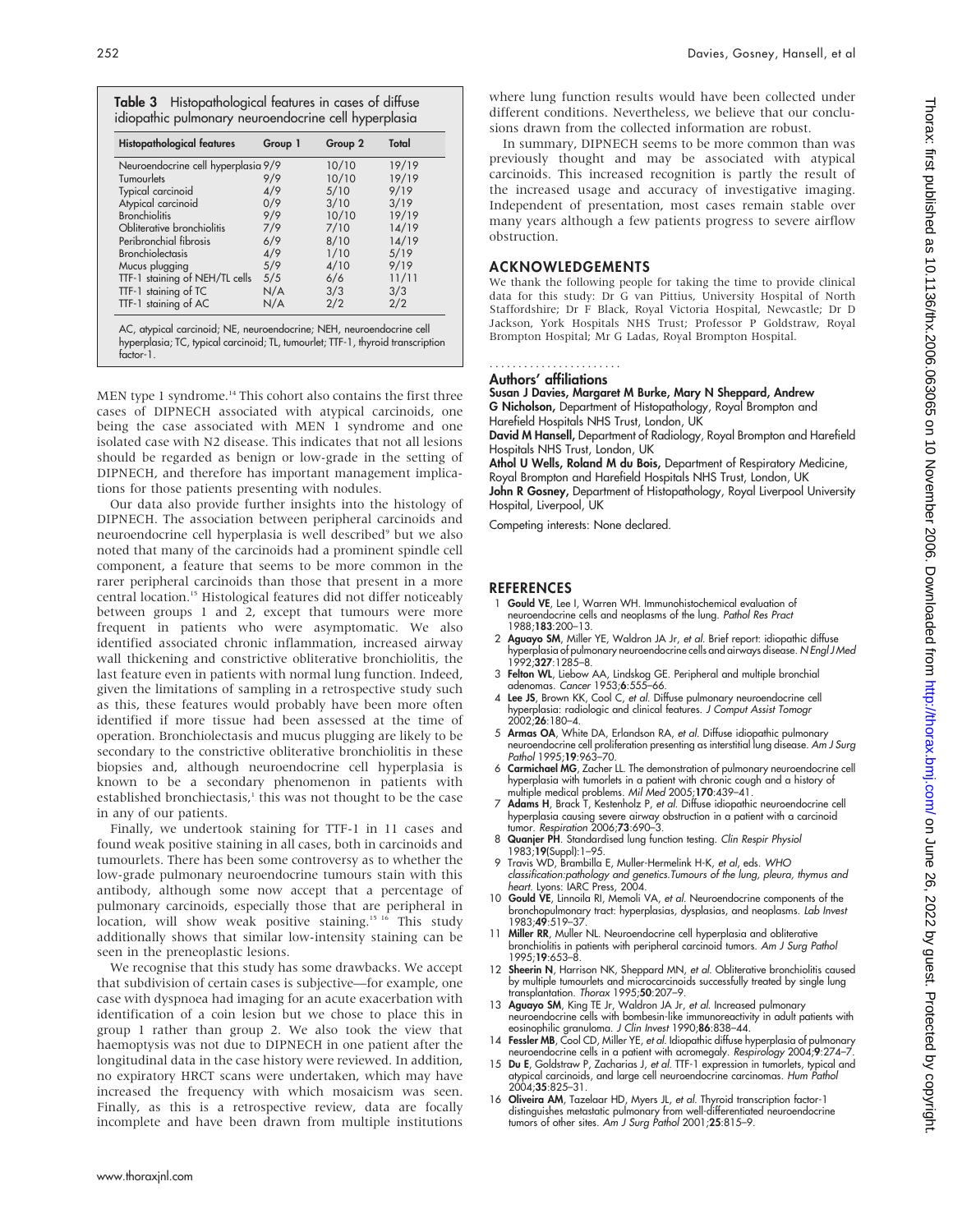**Table 3** Histopathological features in cases of diffuse idiopathic pulmonary neuroendocrine cell hyperplasia

| Histopathological features | Group 1 | Group 2 | Total |
|---|---|---|---|
| Neuroendocrine cell hyperplasia | 9/9 | 10/10 | 19/19 |
| Tumourlets | 9/9 | 10/10 | 19/19 |
| Typical carcinoid | 4/9 | 5/10 | 9/19 |
| Atypical carcinoid | 0/9 | 3/10 | 3/19 |
| Bronchiolitis | 9/9 | 10/10 | 19/19 |
| Obliterative bronchiolitis | 7/9 | 7/10 | 14/19 |
| Peribronchial fibrosis | 6/9 | 8/10 | 14/19 |
| Bronchiolectasis | 4/9 | 1/10 | 5/19 |
| Mucus plugging | 5/9 | 4/10 | 9/19 |
| TTF-1 staining of NEH/TL cells | 5/5 | 6/6 | 11/11 |
| TTF-1 staining of TC | N/A | 3/3 | 3/3 |
| TTF-1 staining of AC | N/A | 2/2 | 2/2 |

AC, atypical carcinoid; NE, neuroendocrine; NEH, neuroendocrine cell hyperplasia; TC, typical carcinoid; TL, tumourlet; TTF-1, thyroid transcription factor-1.

MEN type 1 syndrome.[14] This cohort also contains the first three cases of DIPNECH associated with atypical carcinoids, one being the case associated with MEN 1 syndrome and one isolated case with N2 disease. This indicates that not all lesions should be regarded as benign or low-grade in the setting of DIPNECH, and therefore has important management implications for those patients presenting with nodules.

Our data also provide further insights into the histology of DIPNECH. The association between peripheral carcinoids and neuroendocrine cell hyperplasia is well described[9] but we also noted that many of the carcinoids had a prominent spindle cell component, a feature that seems to be more common in the rarer peripheral carcinoids than those that present in a more central location.[15] Histological features did not differ noticeably between groups 1 and 2, except that tumours were more frequent in patients who were asymptomatic. We also identified associated chronic inflammation, increased airway wall thickening and constrictive obliterative bronchiolitis, the last feature even in patients with normal lung function. Indeed, given the limitations of sampling in a retrospective study such as this, these features would probably have been more often identified if more tissue had been assessed at the time of operation. Bronchiolectasis and mucus plugging are likely to be secondary to the constrictive obliterative bronchiolitis in these biopsies and, although neuroendocrine cell hyperplasia is known to be a secondary phenomenon in patients with established bronchiectasis,[1] this was not thought to be the case in any of our patients.

Finally, we undertook staining for TTF-1 in 11 cases and found weak positive staining in all cases, both in carcinoids and tumourlets. There has been some controversy as to whether the low-grade pulmonary neuroendocrine tumours stain with this antibody, although some now accept that a percentage of pulmonary carcinoids, especially those that are peripheral in location, will show weak positive staining.[15 16] This study additionally shows that similar low-intensity staining can be seen in the preneoplastic lesions.

We recognise that this study has some drawbacks. We accept that subdivision of certain cases is subjective—for example, one case with dyspnoea had imaging for an acute exacerbation with identification of a coin lesion but we chose to place this in group 1 rather than group 2. We also took the view that haemoptysis was not due to DIPNECH in one patient after the longitudinal data in the case history were reviewed. In addition, no expiratory HRCT scans were undertaken, which may have increased the frequency with which mosaicism was seen. Finally, as this is a retrospective review, data are focally incomplete and have been drawn from multiple institutions where lung function results would have been collected under different conditions. Nevertheless, we believe that our conclusions drawn from the collected information are robust.

In summary, DIPNECH seems to be more common than was previously thought and may be associated with atypical carcinoids. This increased recognition is partly the result of the increased usage and accuracy of investigative imaging. Independent of presentation, most cases remain stable over many years although a few patients progress to severe airflow obstruction.

## ACKNOWLEDGEMENTS

We thank the following people for taking the time to provide clinical data for this study: Dr G van Pittius, University Hospital of North Staffordshire; Dr F Black, Royal Victoria Hospital, Newcastle; Dr D Jackson, York Hospitals NHS Trust; Professor P Goldstraw, Royal Brompton Hospital; Mr G Ladas, Royal Brompton Hospital.

### Authors' affiliations

**Susan J Davies, Margaret M Burke, Mary N Sheppard, Andrew G Nicholson,** Department of Histopathology, Royal Brompton and Harefield Hospitals NHS Trust, London, UK

**David M Hansell,** Department of Radiology, Royal Brompton and Harefield Hospitals NHS Trust, London, UK

**Athol U Wells, Roland M du Bois,** Department of Respiratory Medicine, Royal Brompton and Harefield Hospitals NHS Trust, London, UK

**John R Gosney,** Department of Histopathology, Royal Liverpool University Hospital, Liverpool, UK

Competing interests: None declared.

## REFERENCES

1. **Gould VE**, Lee I, Warren WH. Immunohistochemical evaluation of neuroendocrine cells and neoplasms of the lung. *Pathol Res Pract* 1988;**183**:200–13.
2. **Aguayo SM**, Miller YE, Waldron JA Jr, *et al*. Brief report: idiopathic diffuse hyperplasia of pulmonary neuroendocrine cells and airways disease. *N Engl J Med* 1992;**327**:1285–8.
3. **Felton WL**, Liebow AA, Lindskog GE. Peripheral and multiple bronchial adenomas. *Cancer* 1953;**6**:555–66.
4. **Lee JS**, Brown KK, Cool C, *et al*. Diffuse pulmonary neuroendocrine cell hyperplasia: radiologic and clinical features. *J Comput Assist Tomogr* 2002;**26**:180–4.
5. **Armas OA**, White DA, Erlandson RA, *et al*. Diffuse idiopathic pulmonary neuroendocrine cell proliferation presenting as interstitial lung disease. *Am J Surg Pathol* 1995;**19**:963–70.
6. **Carmichael MG**, Zacher LL. The demonstration of pulmonary neuroendocrine cell hyperplasia with tumorlets in a patient with chronic cough and a history of multiple medical problems. *Mil Med* 2005;**170**:439–41.
7. **Adams H**, Brack T, Kestenholz P, *et al*. Diffuse idiopathic neuroendocrine cell hyperplasia causing severe airway obstruction in a patient with a carcinoid tumor. *Respiration* 2006;**73**:690–3.
8. **Quanjer PH**. Standardised lung function testing. *Clin Respir Physiol* 1983;**19**(Suppl):1–95.
9. Travis WD, Brambilla E, Muller-Hermelink H-K, *et al*, eds. *WHO classification:pathology and genetics.Tumours of the lung, pleura, thymus and heart*. Lyons: IARC Press, 2004.
10. **Gould VE**, Linnoila RI, Memoli VA, *et al*. Neuroendocrine components of the bronchopulmonary tract: hyperplasias, dysplasias, and neoplasms. *Lab Invest* 1983;**49**:519–37.
11. **Miller RR**, Muller NL. Neuroendocrine cell hyperplasia and obliterative bronchiolitis in patients with peripheral carcinoid tumors. *Am J Surg Pathol* 1995;**19**:653–8.
12. **Sheerin N**, Harrison NK, Sheppard MN, *et al*. Obliterative bronchiolitis caused by multiple tumourlets and microcarcinoids successfully treated by single lung transplantation. *Thorax* 1995;**50**:207–9.
13. **Aguayo SM**, King TE Jr, Waldron JA Jr, *et al*. Increased pulmonary neuroendocrine cells with bombesin-like immunoreactivity in adult patients with eosinophilic granuloma. *J Clin Invest* 1990;**86**:838–44.
14. **Fessler MB**, Cool CD, Miller YE, *et al*. Idiopathic diffuse hyperplasia of pulmonary neuroendocrine cells in a patient with acromegaly. *Respirology* 2004;**9**:274–7.
15. **Du E**, Goldstraw P, Zacharias J, *et al*. TTF-1 expression in tumorlets, typical and atypical carcinoids, and large cell neuroendocrine carcinomas. *Hum Pathol* 2004;**35**:825–31.
16. **Oliveira AM**, Tazelaar HD, Myers JL, *et al*. Thyroid transcription factor-1 distinguishes metastatic pulmonary from well-differentiated neuroendocrine tumors of other sites. *Am J Surg Pathol* 2001;**25**:815–9.